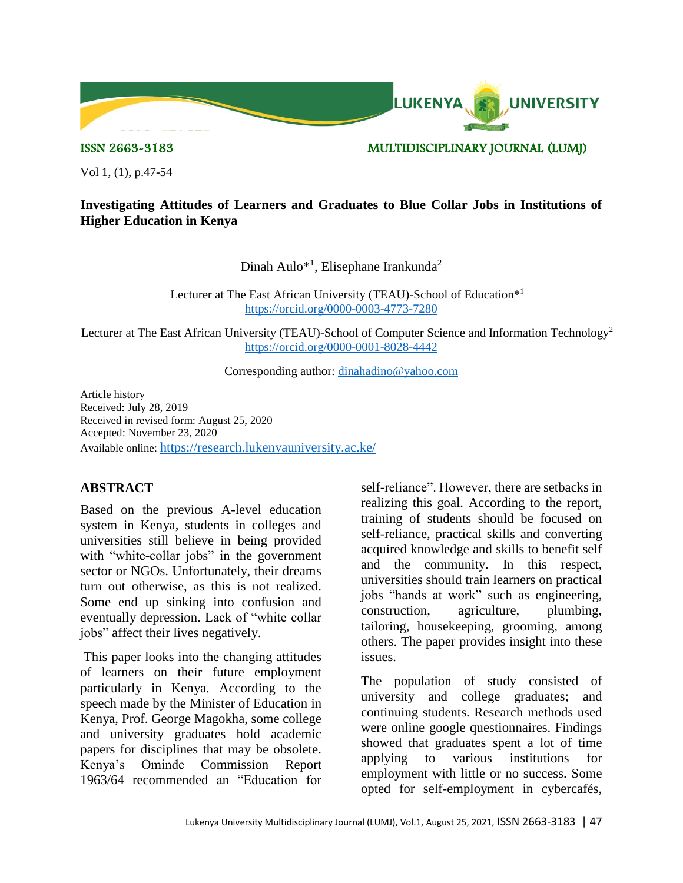ISSN 2663-3183 MULTIDISCIPLINARY JOURNAL (LUMJ)

# Investigating Attitudes of Learners and Graduates to Blue Collar Jobs in Institutions of Higher Education in Kenya

Dinah Aulo*[1], Elisephane Irankunda[2]

Lecturer at The East African University (TEAU)-School of Education*[1]
https://orcid.org/0000-0003-4773-7280

Lecturer at The East African University (TEAU)-School of Computer Science and Information Technology[2]
https://orcid.org/0000-0001-8028-4442

Corresponding author: dinahadino@yahoo.com

Article history
Received: July 28, 2019
Received in revised form: August 25, 2020
Accepted: November 23, 2020
Available online: https://research.lukenyauniversity.ac.ke/

## ABSTRACT

Based on the previous A-level education system in Kenya, students in colleges and universities still believe in being provided with "white-collar jobs" in the government sector or NGOs. Unfortunately, their dreams turn out otherwise, as this is not realized. Some end up sinking into confusion and eventually depression. Lack of "white collar jobs" affect their lives negatively.

This paper looks into the changing attitudes of learners on their future employment particularly in Kenya. According to the speech made by the Minister of Education in Kenya, Prof. George Magokha, some college and university graduates hold academic papers for disciplines that may be obsolete. Kenya's Ominde Commission Report 1963/64 recommended an "Education for self-reliance". However, there are setbacks in realizing this goal. According to the report, training of students should be focused on self-reliance, practical skills and converting acquired knowledge and skills to benefit self and the community. In this respect, universities should train learners on practical jobs "hands at work" such as engineering, construction, agriculture, plumbing, tailoring, housekeeping, grooming, among others. The paper provides insight into these issues.

The population of study consisted of university and college graduates; and continuing students. Research methods used were online google questionnaires. Findings showed that graduates spent a lot of time applying to various institutions for employment with little or no success. Some opted for self-employment in cybercafés,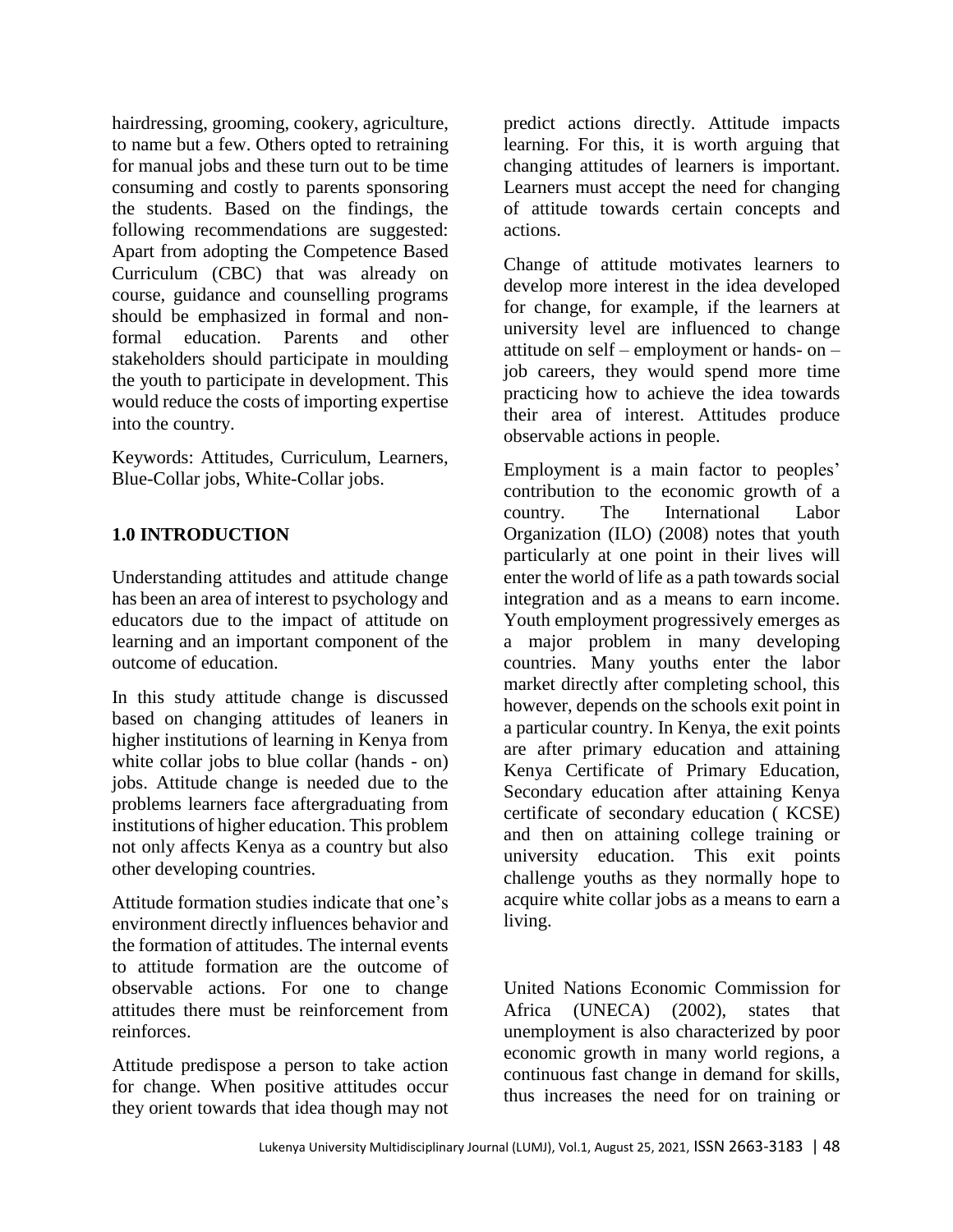hairdressing, grooming, cookery, agriculture, to name but a few. Others opted to retraining for manual jobs and these turn out to be time consuming and costly to parents sponsoring the students. Based on the findings, the following recommendations are suggested: Apart from adopting the Competence Based Curriculum (CBC) that was already on course, guidance and counselling programs should be emphasized in formal and non-formal education. Parents and other stakeholders should participate in moulding the youth to participate in development. This would reduce the costs of importing expertise into the country.

Keywords: Attitudes, Curriculum, Learners, Blue-Collar jobs, White-Collar jobs.

## 1.0 INTRODUCTION

Understanding attitudes and attitude change has been an area of interest to psychology and educators due to the impact of attitude on learning and an important component of the outcome of education.

In this study attitude change is discussed based on changing attitudes of leaners in higher institutions of learning in Kenya from white collar jobs to blue collar (hands - on) jobs. Attitude change is needed due to the problems learners face aftergraduating from institutions of higher education. This problem not only affects Kenya as a country but also other developing countries.

Attitude formation studies indicate that one's environment directly influences behavior and the formation of attitudes. The internal events to attitude formation are the outcome of observable actions. For one to change attitudes there must be reinforcement from reinforces.

Attitude predispose a person to take action for change. When positive attitudes occur they orient towards that idea though may not predict actions directly. Attitude impacts learning. For this, it is worth arguing that changing attitudes of learners is important. Learners must accept the need for changing of attitude towards certain concepts and actions.

Change of attitude motivates learners to develop more interest in the idea developed for change, for example, if the learners at university level are influenced to change attitude on self – employment or hands- on – job careers, they would spend more time practicing how to achieve the idea towards their area of interest. Attitudes produce observable actions in people.

Employment is a main factor to peoples' contribution to the economic growth of a country. The International Labor Organization (ILO) (2008) notes that youth particularly at one point in their lives will enter the world of life as a path towards social integration and as a means to earn income. Youth employment progressively emerges as a major problem in many developing countries. Many youths enter the labor market directly after completing school, this however, depends on the schools exit point in a particular country. In Kenya, the exit points are after primary education and attaining Kenya Certificate of Primary Education, Secondary education after attaining Kenya certificate of secondary education ( KCSE) and then on attaining college training or university education. This exit points challenge youths as they normally hope to acquire white collar jobs as a means to earn a living.

United Nations Economic Commission for Africa (UNECA) (2002), states that unemployment is also characterized by poor economic growth in many world regions, a continuous fast change in demand for skills, thus increases the need for on training or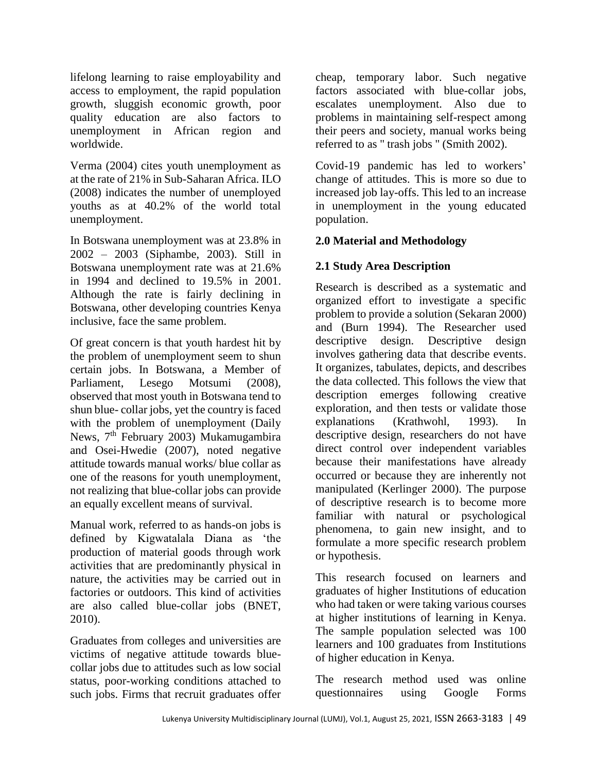lifelong learning to raise employability and access to employment, the rapid population growth, sluggish economic growth, poor quality education are also factors to unemployment in African region and worldwide.

Verma (2004) cites youth unemployment as at the rate of 21% in Sub-Saharan Africa. ILO (2008) indicates the number of unemployed youths as at 40.2% of the world total unemployment.

In Botswana unemployment was at 23.8% in 2002 – 2003 (Siphambe, 2003). Still in Botswana unemployment rate was at 21.6% in 1994 and declined to 19.5% in 2001. Although the rate is fairly declining in Botswana, other developing countries Kenya inclusive, face the same problem.

Of great concern is that youth hardest hit by the problem of unemployment seem to shun certain jobs. In Botswana, a Member of Parliament, Lesego Motsumi (2008), observed that most youth in Botswana tend to shun blue- collar jobs, yet the country is faced with the problem of unemployment (Daily News, 7th February 2003) Mukamugambira and Osei-Hwedie (2007), noted negative attitude towards manual works/ blue collar as one of the reasons for youth unemployment, not realizing that blue-collar jobs can provide an equally excellent means of survival.

Manual work, referred to as hands-on jobs is defined by Kigwatalala Diana as 'the production of material goods through work activities that are predominantly physical in nature, the activities may be carried out in factories or outdoors. This kind of activities are also called blue-collar jobs (BNET, 2010).

Graduates from colleges and universities are victims of negative attitude towards blue-collar jobs due to attitudes such as low social status, poor-working conditions attached to such jobs. Firms that recruit graduates offer cheap, temporary labor. Such negative factors associated with blue-collar jobs, escalates unemployment. Also due to problems in maintaining self-respect among their peers and society, manual works being referred to as " trash jobs " (Smith 2002).

Covid-19 pandemic has led to workers' change of attitudes. This is more so due to increased job lay-offs. This led to an increase in unemployment in the young educated population.

## 2.0 Material and Methodology

### 2.1 Study Area Description

Research is described as a systematic and organized effort to investigate a specific problem to provide a solution (Sekaran 2000) and (Burn 1994). The Researcher used descriptive design. Descriptive design involves gathering data that describe events. It organizes, tabulates, depicts, and describes the data collected. This follows the view that description emerges following creative exploration, and then tests or validate those explanations (Krathwohl, 1993). In descriptive design, researchers do not have direct control over independent variables because their manifestations have already occurred or because they are inherently not manipulated (Kerlinger 2000). The purpose of descriptive research is to become more familiar with natural or psychological phenomena, to gain new insight, and to formulate a more specific research problem or hypothesis.

This research focused on learners and graduates of higher Institutions of education who had taken or were taking various courses at higher institutions of learning in Kenya. The sample population selected was 100 learners and 100 graduates from Institutions of higher education in Kenya.

The research method used was online questionnaires using Google Forms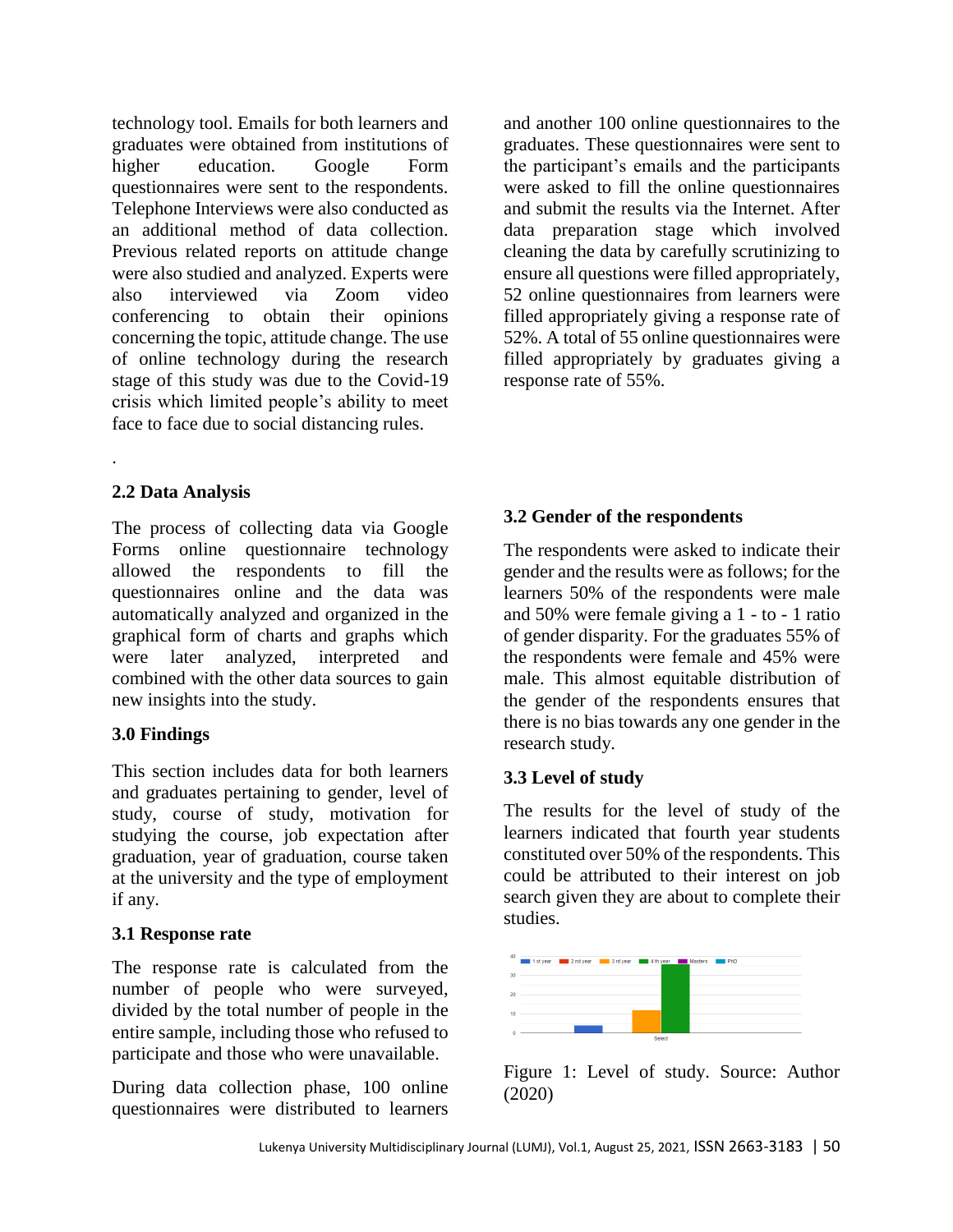technology tool. Emails for both learners and graduates were obtained from institutions of higher education. Google Form questionnaires were sent to the respondents. Telephone Interviews were also conducted as an additional method of data collection. Previous related reports on attitude change were also studied and analyzed. Experts were also interviewed via Zoom video conferencing to obtain their opinions concerning the topic, attitude change. The use of online technology during the research stage of this study was due to the Covid-19 crisis which limited people's ability to meet face to face due to social distancing rules.

.

## 2.2 Data Analysis

The process of collecting data via Google Forms online questionnaire technology allowed the respondents to fill the questionnaires online and the data was automatically analyzed and organized in the graphical form of charts and graphs which were later analyzed, interpreted and combined with the other data sources to gain new insights into the study.

## 3.0 Findings

This section includes data for both learners and graduates pertaining to gender, level of study, course of study, motivation for studying the course, job expectation after graduation, year of graduation, course taken at the university and the type of employment if any.

### 3.1 Response rate

The response rate is calculated from the number of people who were surveyed, divided by the total number of people in the entire sample, including those who refused to participate and those who were unavailable.

During data collection phase, 100 online questionnaires were distributed to learners and another 100 online questionnaires to the graduates. These questionnaires were sent to the participant's emails and the participants were asked to fill the online questionnaires and submit the results via the Internet. After data preparation stage which involved cleaning the data by carefully scrutinizing to ensure all questions were filled appropriately, 52 online questionnaires from learners were filled appropriately giving a response rate of 52%. A total of 55 online questionnaires were filled appropriately by graduates giving a response rate of 55%.

### 3.2 Gender of the respondents

The respondents were asked to indicate their gender and the results were as follows; for the learners 50% of the respondents were male and 50% were female giving a 1 - to - 1 ratio of gender disparity. For the graduates 55% of the respondents were female and 45% were male. This almost equitable distribution of the gender of the respondents ensures that there is no bias towards any one gender in the research study.

### 3.3 Level of study

The results for the level of study of the learners indicated that fourth year students constituted over 50% of the respondents. This could be attributed to their interest on job search given they are about to complete their studies.

Figure 1: Level of study. Source: Author (2020)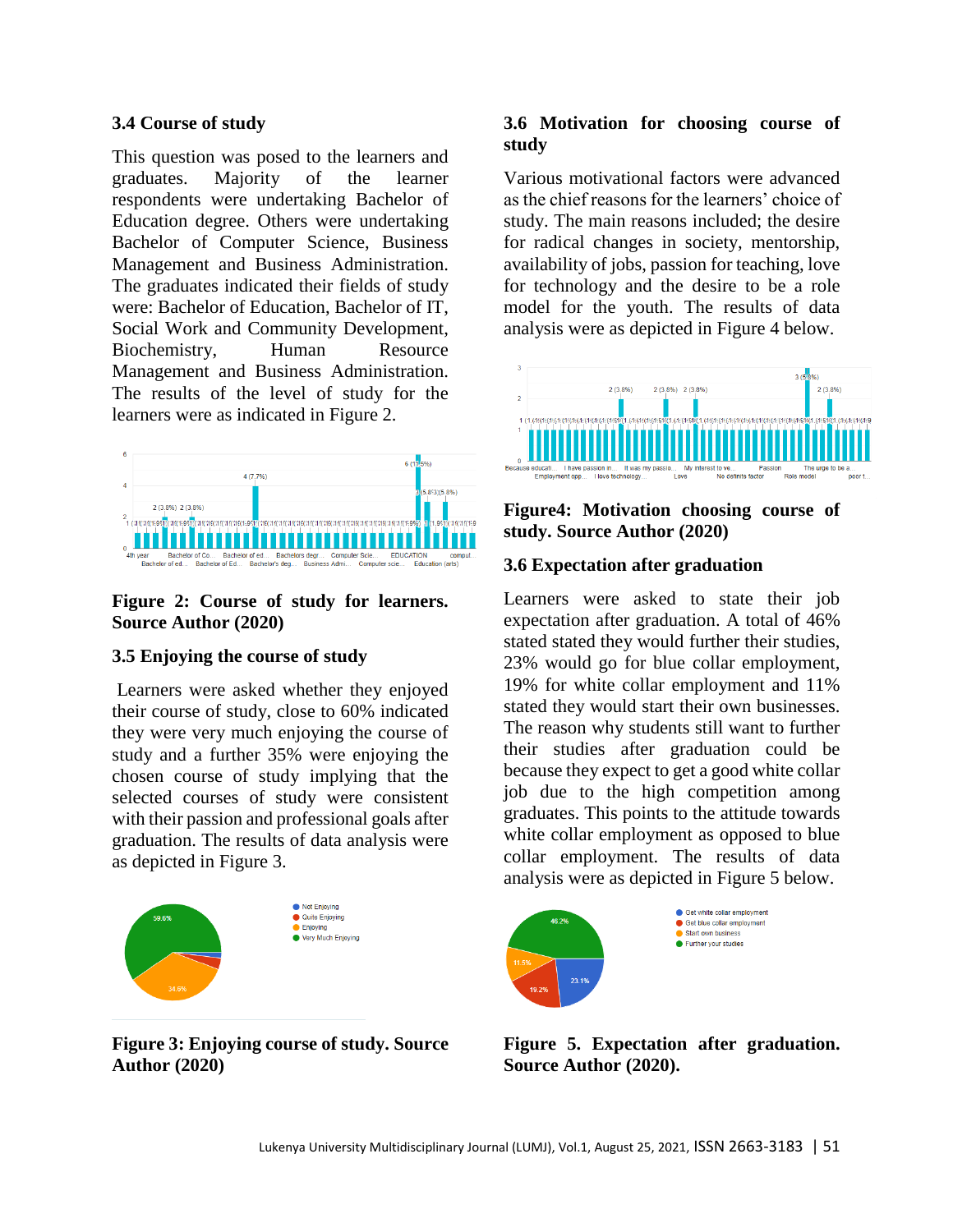### 3.4 Course of study

This question was posed to the learners and graduates. Majority of the learner respondents were undertaking Bachelor of Education degree. Others were undertaking Bachelor of Computer Science, Business Management and Business Administration. The graduates indicated their fields of study were: Bachelor of Education, Bachelor of IT, Social Work and Community Development, Biochemistry, Human Resource Management and Business Administration. The results of the level of study for the learners were as indicated in Figure 2.

**Figure 2: Course of study for learners. Source Author (2020)**

### 3.5 Enjoying the course of study

Learners were asked whether they enjoyed their course of study, close to 60% indicated they were very much enjoying the course of study and a further 35% were enjoying the chosen course of study implying that the selected courses of study were consistent with their passion and professional goals after graduation. The results of data analysis were as depicted in Figure 3.

**Figure 3: Enjoying course of study. Source Author (2020)**

### 3.6 Motivation for choosing course of study

Various motivational factors were advanced as the chief reasons for the learners' choice of study. The main reasons included; the desire for radical changes in society, mentorship, availability of jobs, passion for teaching, love for technology and the desire to be a role model for the youth. The results of data analysis were as depicted in Figure 4 below.

**Figure4: Motivation choosing course of study. Source Author (2020)**

### 3.6 Expectation after graduation

Learners were asked to state their job expectation after graduation. A total of 46% stated stated they would further their studies, 23% would go for blue collar employment, 19% for white collar employment and 11% stated they would start their own businesses. The reason why students still want to further their studies after graduation could be because they expect to get a good white collar job due to the high competition among graduates. This points to the attitude towards white collar employment as opposed to blue collar employment. The results of data analysis were as depicted in Figure 5 below.

**Figure 5. Expectation after graduation. Source Author (2020).**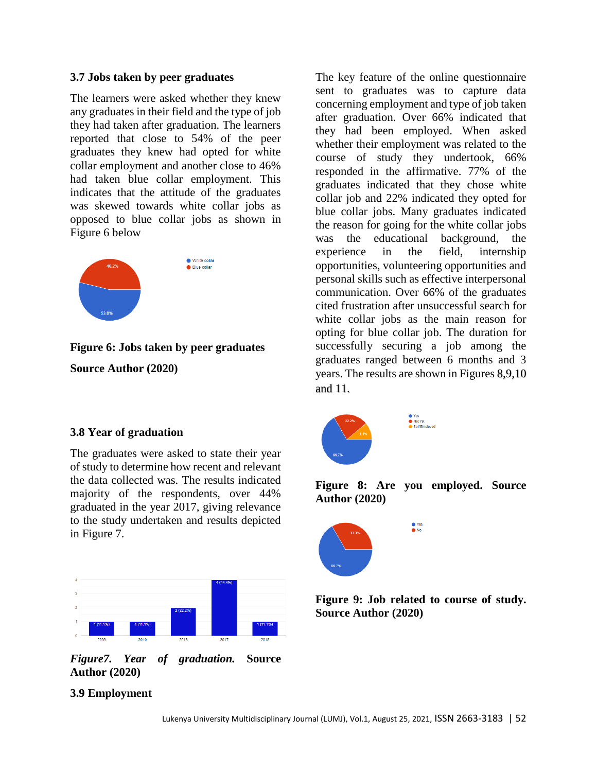### 3.7 Jobs taken by peer graduates

The learners were asked whether they knew any graduates in their field and the type of job they had taken after graduation. The learners reported that close to 54% of the peer graduates they knew had opted for white collar employment and another close to 46% had taken blue collar employment. This indicates that the attitude of the graduates was skewed towards white collar jobs as opposed to blue collar jobs as shown in Figure 6 below

**Figure 6: Jobs taken by peer graduates**

**Source Author (2020)**

### 3.8 Year of graduation

The graduates were asked to state their year of study to determine how recent and relevant the data collected was. The results indicated majority of the respondents, over 44% graduated in the year 2017, giving relevance to the study undertaken and results depicted in Figure 7.

***Figure7. Year of graduation.*** **Source Author (2020)**

### 3.9 Employment

The key feature of the online questionnaire sent to graduates was to capture data concerning employment and type of job taken after graduation. Over 66% indicated that they had been employed. When asked whether their employment was related to the course of study they undertook, 66% responded in the affirmative. 77% of the graduates indicated that they chose white collar job and 22% indicated they opted for blue collar jobs. Many graduates indicated the reason for going for the white collar jobs was the educational background, the experience in the field, internship opportunities, volunteering opportunities and personal skills such as effective interpersonal communication. Over 66% of the graduates cited frustration after unsuccessful search for white collar jobs as the main reason for opting for blue collar job. The duration for successfully securing a job among the graduates ranged between 6 months and 3 years. The results are shown in Figures 8,9,10 and 11.

**Figure 8: Are you employed. Source Author (2020)**

**Figure 9: Job related to course of study. Source Author (2020)**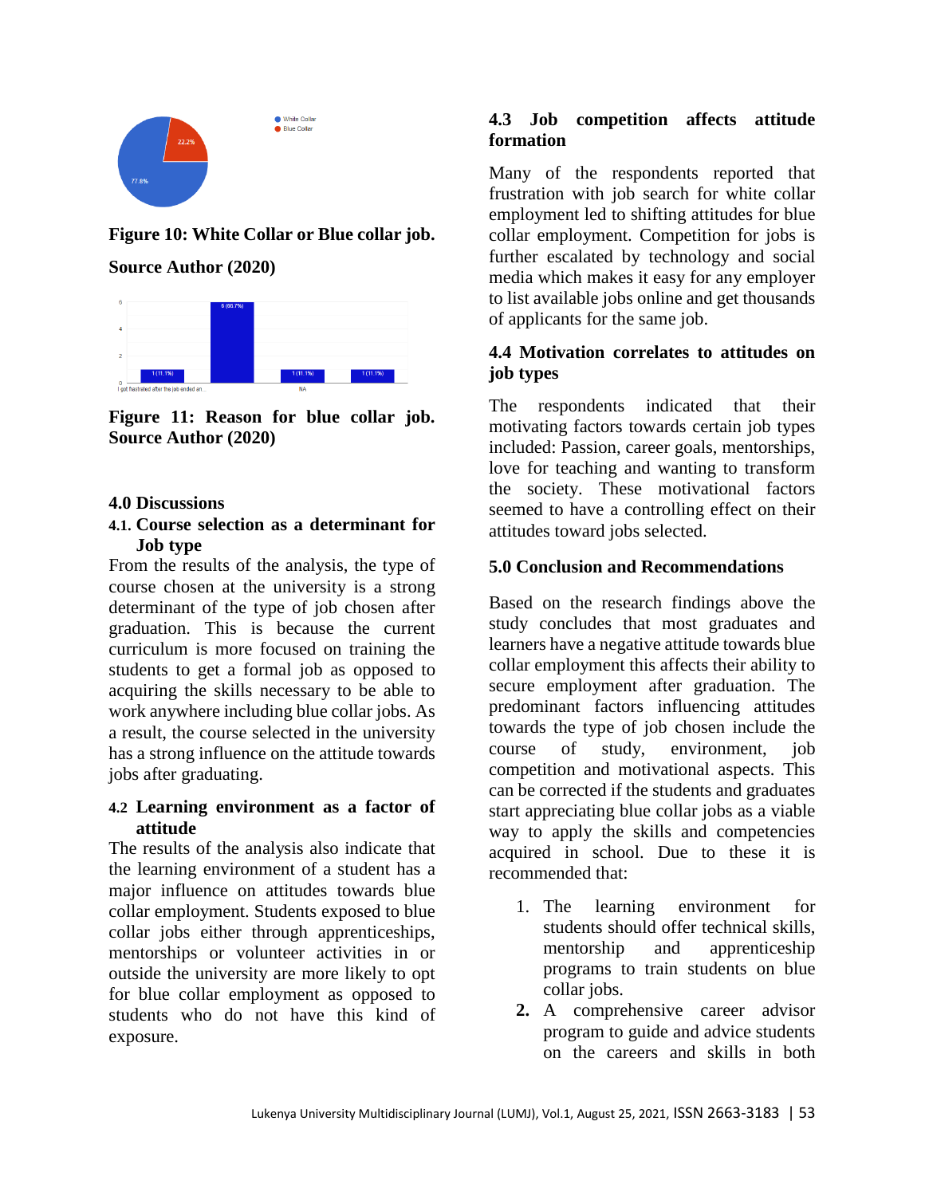Figure 10: White Collar or Blue collar job.

Source Author (2020)

Figure 11: Reason for blue collar job. Source Author (2020)

## 4.0 Discussions

### 4.1. Course selection as a determinant for Job type

From the results of the analysis, the type of course chosen at the university is a strong determinant of the type of job chosen after graduation. This is because the current curriculum is more focused on training the students to get a formal job as opposed to acquiring the skills necessary to be able to work anywhere including blue collar jobs. As a result, the course selected in the university has a strong influence on the attitude towards jobs after graduating.

### 4.2 Learning environment as a factor of attitude

The results of the analysis also indicate that the learning environment of a student has a major influence on attitudes towards blue collar employment. Students exposed to blue collar jobs either through apprenticeships, mentorships or volunteer activities in or outside the university are more likely to opt for blue collar employment as opposed to students who do not have this kind of exposure.

### 4.3 Job competition affects attitude formation

Many of the respondents reported that frustration with job search for white collar employment led to shifting attitudes for blue collar employment. Competition for jobs is further escalated by technology and social media which makes it easy for any employer to list available jobs online and get thousands of applicants for the same job.

### 4.4 Motivation correlates to attitudes on job types

The respondents indicated that their motivating factors towards certain job types included: Passion, career goals, mentorships, love for teaching and wanting to transform the society. These motivational factors seemed to have a controlling effect on their attitudes toward jobs selected.

## 5.0 Conclusion and Recommendations

Based on the research findings above the study concludes that most graduates and learners have a negative attitude towards blue collar employment this affects their ability to secure employment after graduation. The predominant factors influencing attitudes towards the type of job chosen include the course of study, environment, job competition and motivational aspects. This can be corrected if the students and graduates start appreciating blue collar jobs as a viable way to apply the skills and competencies acquired in school. Due to these it is recommended that:

1. The learning environment for students should offer technical skills, mentorship and apprenticeship programs to train students on blue collar jobs.
2. A comprehensive career advisor program to guide and advice students on the careers and skills in both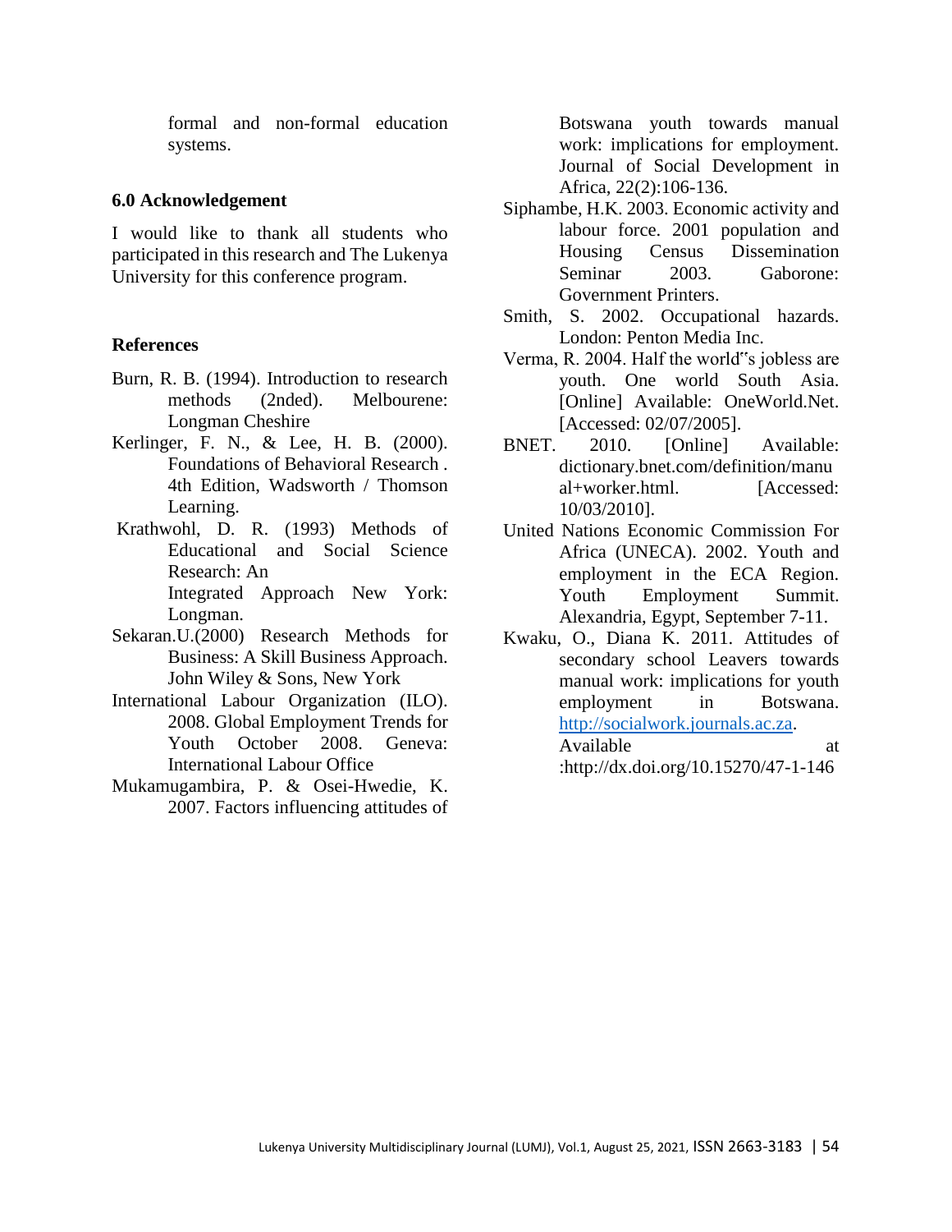formal and non-formal education systems.

## 6.0 Acknowledgement

I would like to thank all students who participated in this research and The Lukenya University for this conference program.

## References

Burn, R. B. (1994). Introduction to research methods (2nded). Melbourene: Longman Cheshire

Kerlinger, F. N., & Lee, H. B. (2000). Foundations of Behavioral Research . 4th Edition, Wadsworth / Thomson Learning.

Krathwohl, D. R. (1993) Methods of Educational and Social Science Research: An Integrated Approach New York: Longman.

Sekaran.U.(2000) Research Methods for Business: A Skill Business Approach. John Wiley & Sons, New York

International Labour Organization (ILO). 2008. Global Employment Trends for Youth October 2008. Geneva: International Labour Office

Mukamugambira, P. & Osei-Hwedie, K. 2007. Factors influencing attitudes of Botswana youth towards manual work: implications for employment. Journal of Social Development in Africa, 22(2):106-136.

Siphambe, H.K. 2003. Economic activity and labour force. 2001 population and Housing Census Dissemination Seminar 2003. Gaborone: Government Printers.

Smith, S. 2002. Occupational hazards. London: Penton Media Inc.

Verma, R. 2004. Half the world"s jobless are youth. One world South Asia. [Online] Available: OneWorld.Net. [Accessed: 02/07/2005].

BNET. 2010. [Online] Available: dictionary.bnet.com/definition/manual+worker.html. [Accessed: 10/03/2010].

United Nations Economic Commission For Africa (UNECA). 2002. Youth and employment in the ECA Region. Youth Employment Summit. Alexandria, Egypt, September 7-11.

Kwaku, O., Diana K. 2011. Attitudes of secondary school Leavers towards manual work: implications for youth employment in Botswana. http://socialwork.journals.ac.za. Available at :http://dx.doi.org/10.15270/47-1-146